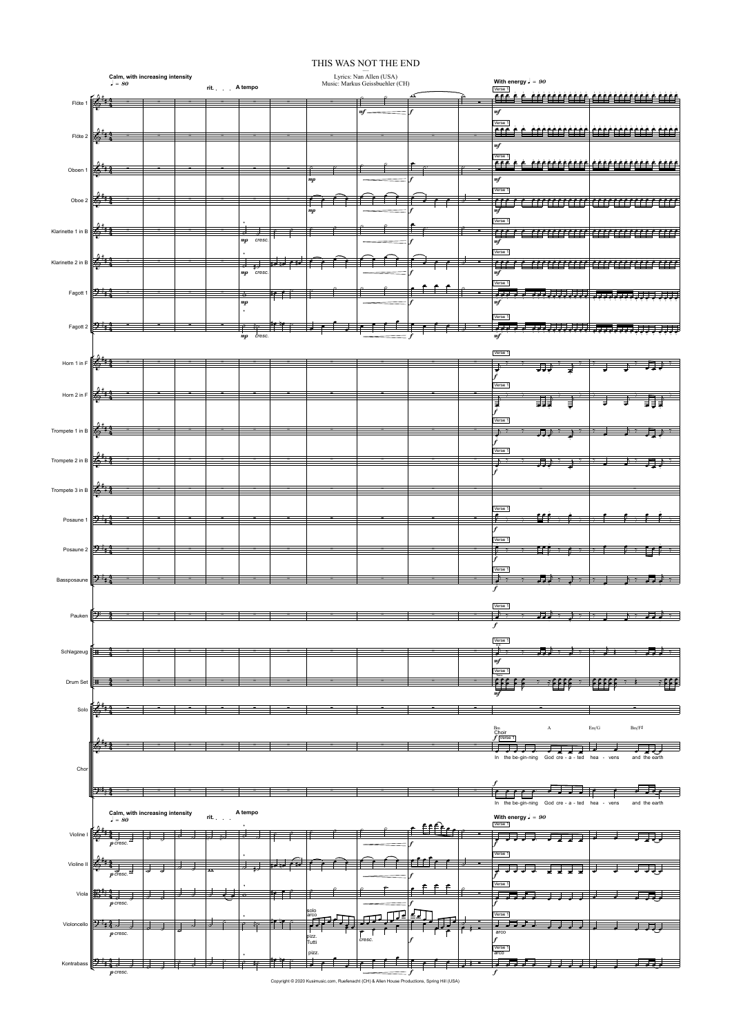# THIS WAS NOT THE END

Lyrics: Nan Allen (USA)
Music: Markus Geissbuehler (CH)

Copyright © 2020 Kusimusic.com, Ruefenacht (CH) & Allen House Productions, Spring Hill (USA)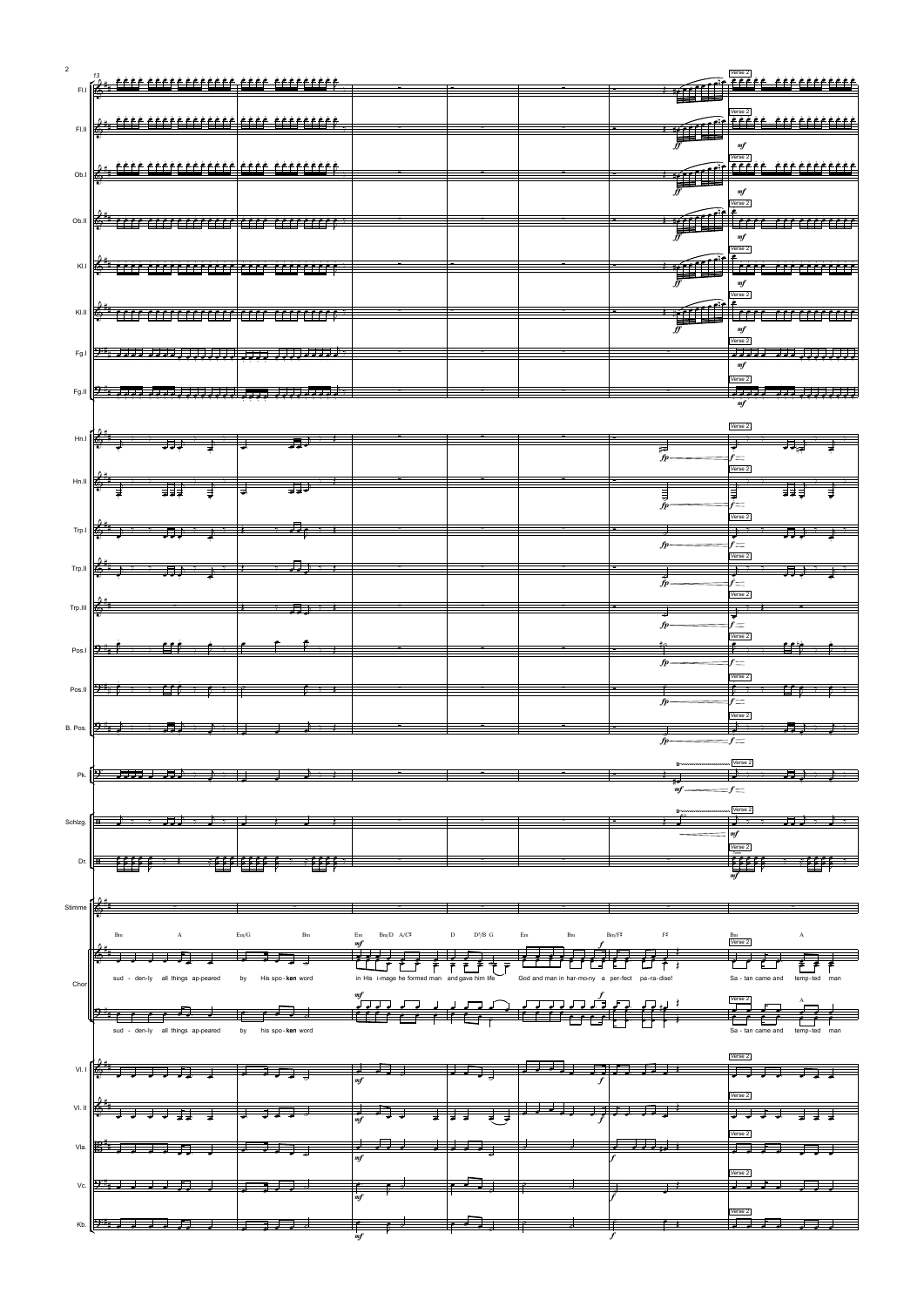Fl.I, Fl.II, Ob.I, Ob.II, Kl.I, Kl.II, Fg.I, Fg.II, Hn.I, Hn.II, Trp.I, Trp.II, Trp.III, Pos.I, Pos.II, B. Pos., Pk., Schlzg., Dr., Stimme, Chor, Vl. I, Vl. II, Vla., Vc., Kb.

Verse 2

Bm A Em/G Bm | Em Bm/D A/C♯ D D⁷/B G Em Bm Bm/F♯ F♯ | Bm A

sud - den-ly all things ap-peared by His spo-ken word in His i-mage he formed man and gave him life God and man in har-mo-ny a per-fect pa-ra-dise! Sa - tan came and temp-ted man

sud - den-ly all things ap-peared by his spo-ken word

Sa - tan came and temp-ted man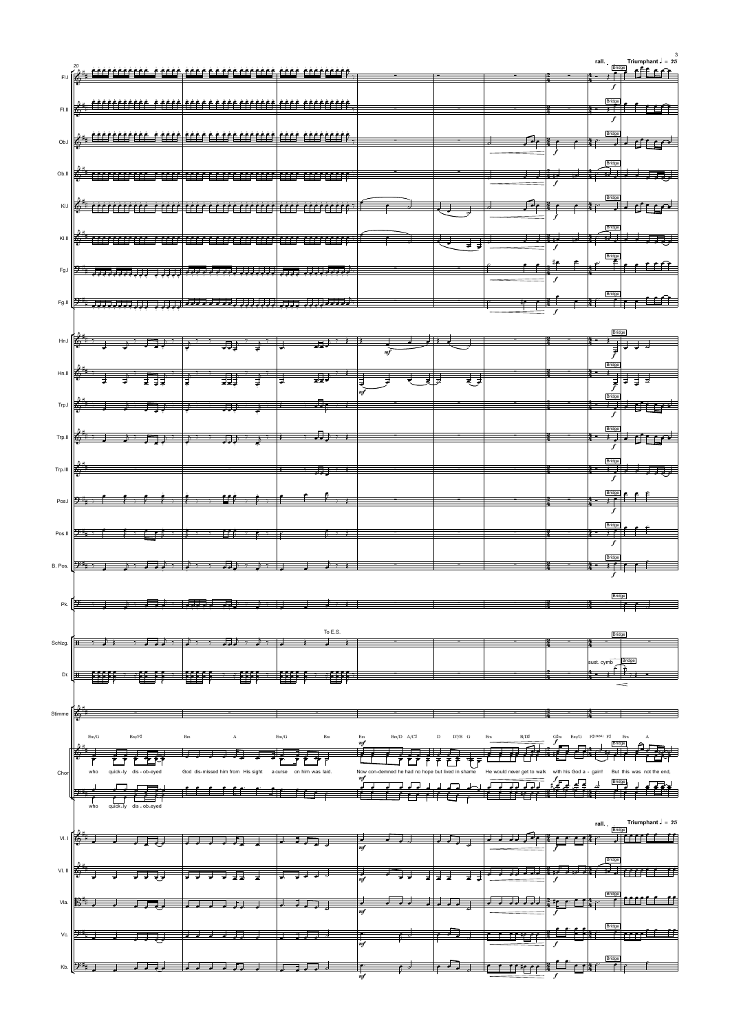rall. . . Triumphant ♩ = 75

Bridge

Fl.I, Fl.II, Ob.I, Ob.II, Kl.I, Kl.II, Fg.I, Fg.II, Hn.I, Hn.II, Trp.I, Trp.II, Trp.III, Pos.I, Pos.II, B. Pos., Pk., Schlzg., Dr., Stimme, Chor, Vl. I, Vl. II, Vla., Vc., Kb.

To E.S.

sust. cymb

Em/G Bm/F♯ Bm A Em/G Bm Em Bm/D A/C♯ D D7/B G Em B/D♯ G♯m Em/G F♯(sus4) F♯ Em A

who quick-ly dis-ob-eyed God dis-missed him from His sight a curse on him was laid. Now con-demned he had no hope but lived in shame He would never get to walk with his God a - gain! But this was not the end,

who quick-ly dis-ob-eyed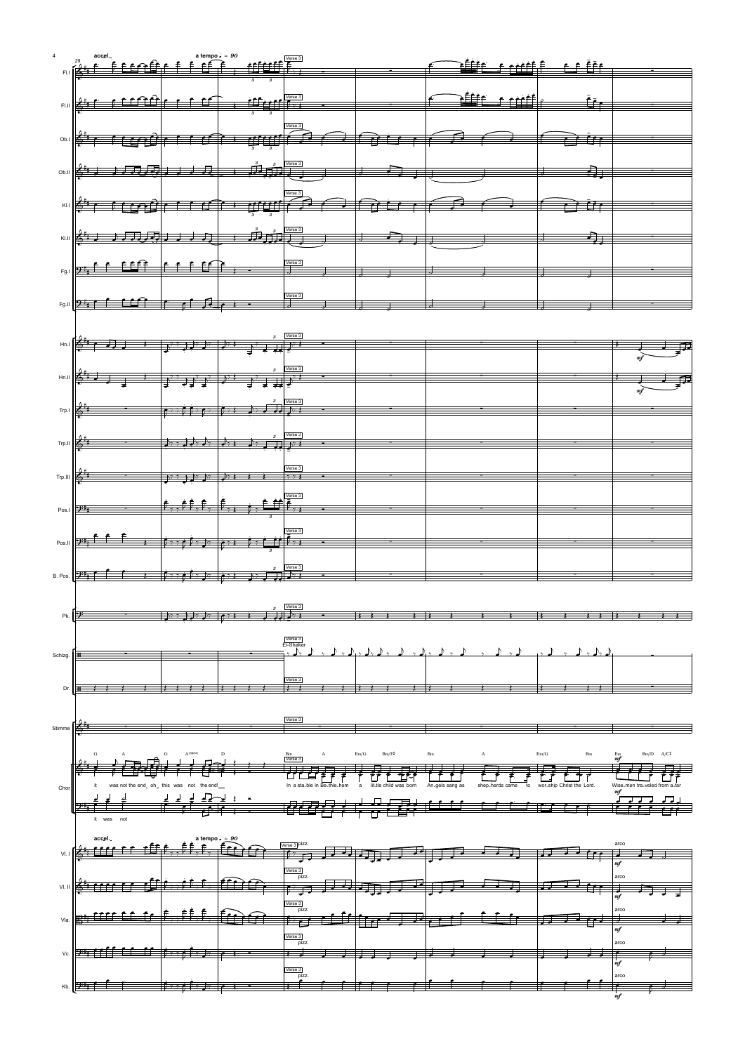accel. a tempo ♩ = 90

Verse 3

Ei-Shaker

G A G A(add4) D

it was not the end, oh, this was not the end!

it was not

Bm A Em/G Bm/F♯ Bm A Em/G Bm Em Bm/D A/C♯

In a sta-ble in Be-thle-hem a lit-tle child was born An-gels sang as shep-herds came to wor-ship Christ the Lord. Wise-men tra-veled from a-far

pizz. arco *mf*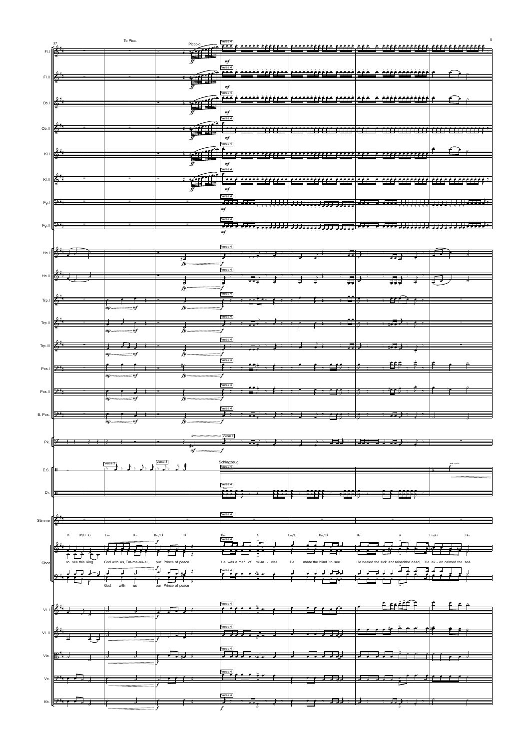37

To Picc. — Piccolo

Verse 2 — Verse 3 — Verse 4

Schlagzeug

D D⁷/B G — Em Bm Bm/F♯ F♯ — Bm A Em/G Bm/F♯ — Bm A Em/G Bm

to see this King — God with us, Em-ma-nu-el, our Prince of peace

God with us our Prince of peace

He was a man of mi-ra - cles He made the blind to see. He healed the sick and raised the dead, He ev - en calmed the sea.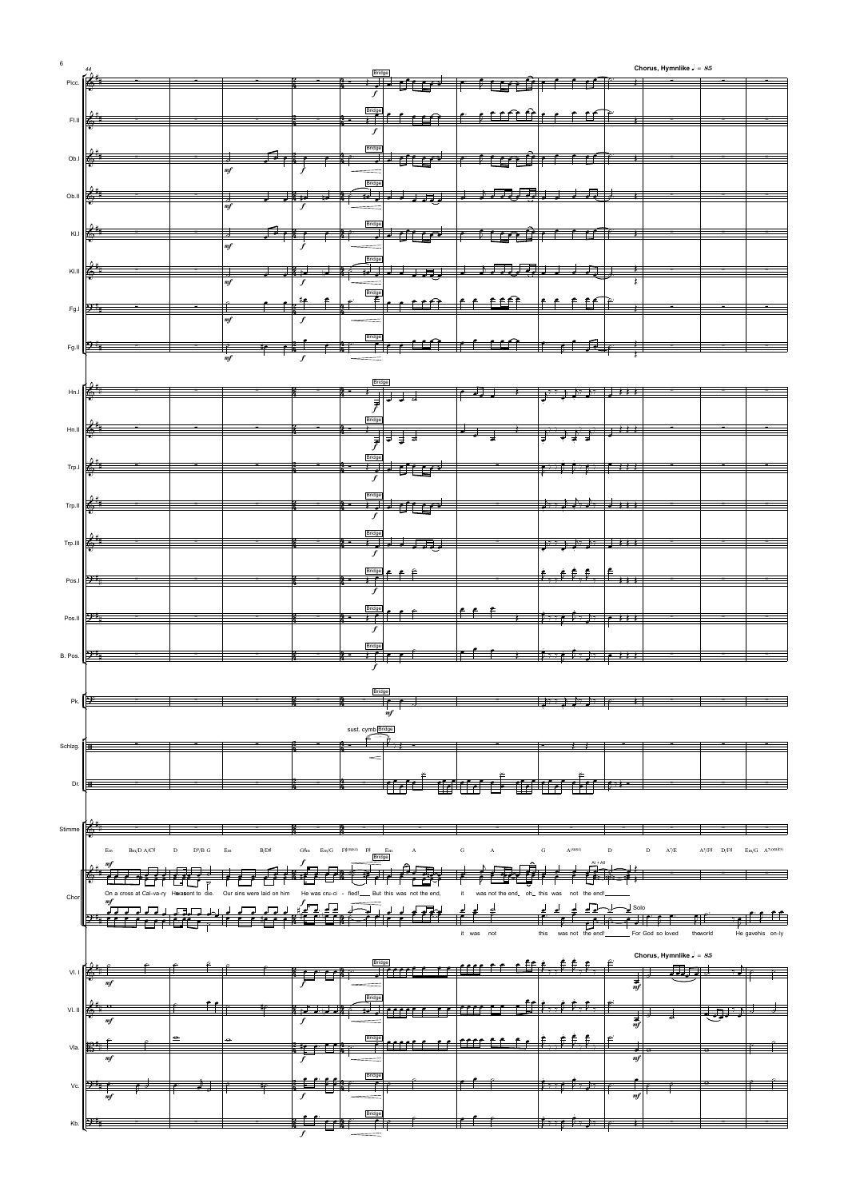**Chorus, Hymnlike ♩ = 85**

Bridge

sust. cymb

Chords: Em Bm/D A/C♯ D D7/B G Em B/D♯ G♯m Em/G F♯(sus4) F♯ Em A G A G A(sus4) D D A7/E A7/F♯ D/F♯ Em/G A7(omit3)

Chor:

On a cross at Cal-va-ry He was sent to die. Our sins were laid on him He was cru-ci - fied! But this was not the end, it was not the end, oh this was not the end!

it was not this was not the end! For God so loved the world He gave his on-ly

Solo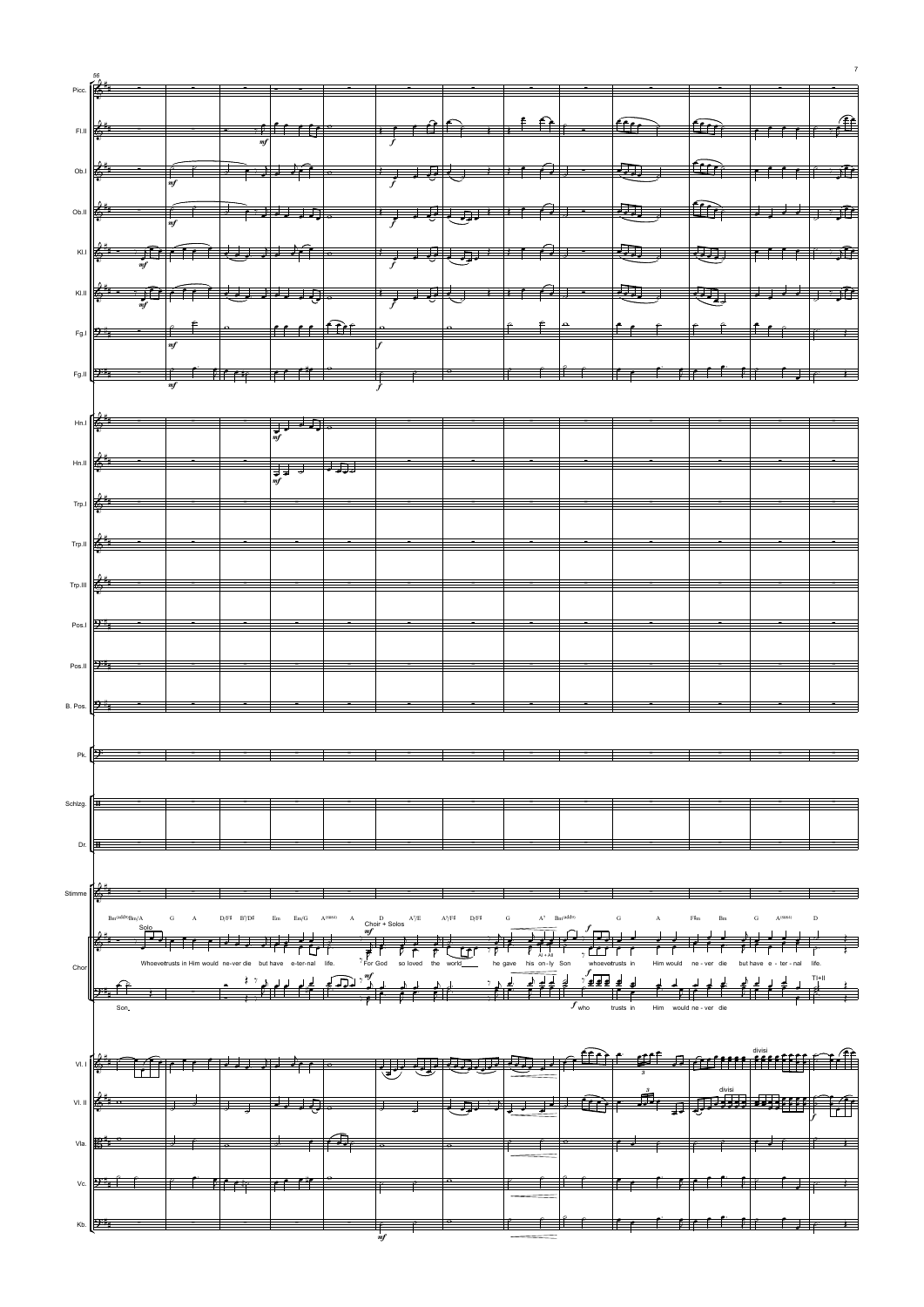Picc.

Fl.II

Ob.I

Ob.II

Kl.I

Kl.II

Fg.I

Fg.II

Hn.I

Hn.II

Trp.I

Trp.II

Trp.III

Pos.I

Pos.II

B. Pos.

Pk.

Schlzg.

Dr.

Stimme

Chor

Bm(add9)Bm/A G A D/F♯ B7/D♯ Em Em/G A(sus4) A D A7/E A7/F♯ D/F♯ G A7 Bm(add9) G A F♯m Bm G A(sus4) D

Solo

Choir + Solos

Whoever trusts in Him would ne-ver die but have e-ter-nal life. For God so loved the world he gave his on-ly Son whoever trusts in Him would ne - ver die but have e - ter - nal life.

AI + AII

Son

who trusts in Him would ne - ver die

TI+II

Vl. I

divisi

Vl. II

divisi

Vla.

Vc.

Kb.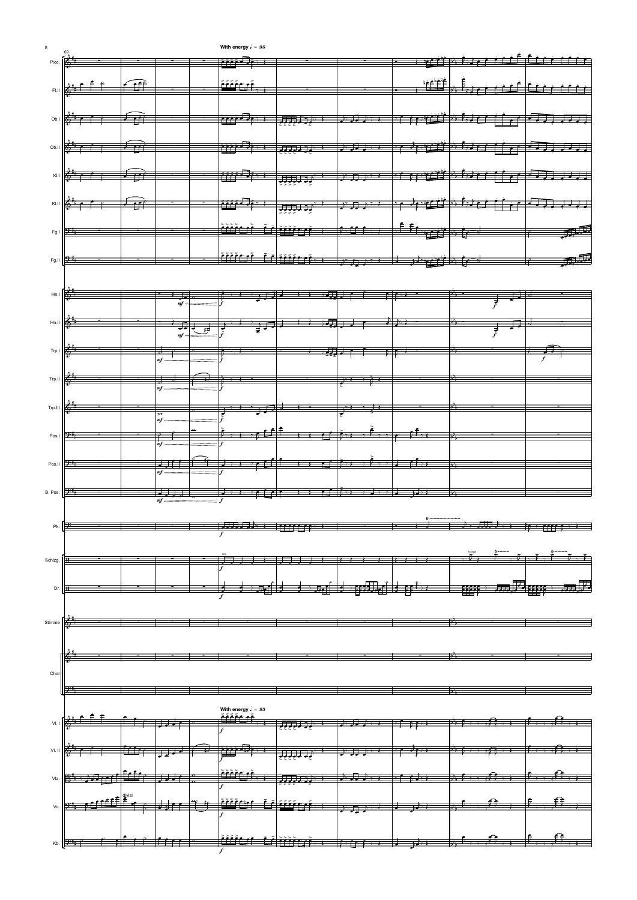With energy ♩. = 95

Picc.

Fl.II

Ob.I

Ob.II

Kl.I

Kl.II

Fg.I

Fg.II

Hn.I

Hn.II

Trp.I

Trp.II

Trp.III

Pos.I

Pos.II

B. Pos.

Pk.

Schlzg.

Dr.

Stimme

Chor

With energy ♩. = 95

Vl. I

Vl. II

Vla.

Vc.

Kb.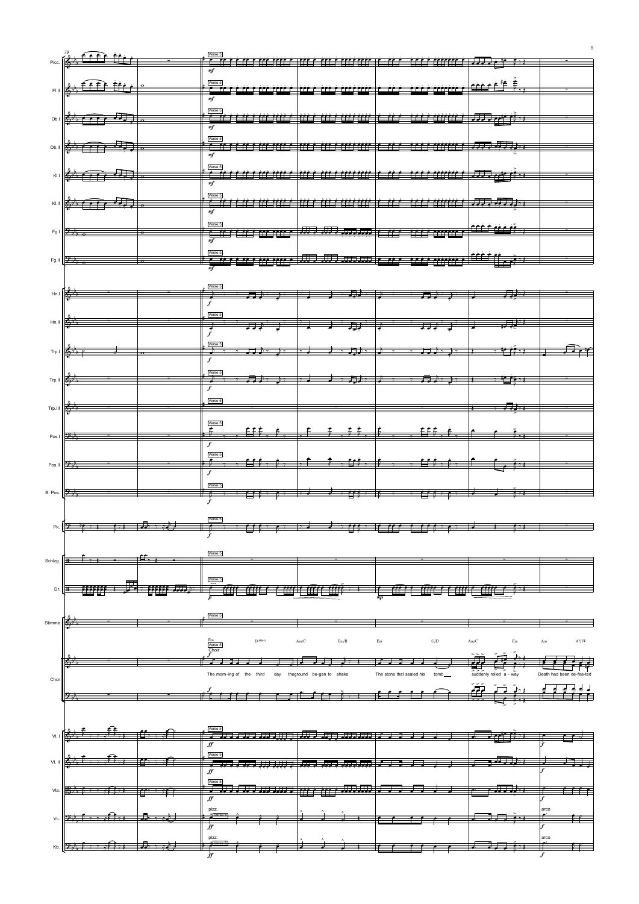The morn-ing of the third day theground be-gan to shake

The stone that sealed his tomb

suddenly rolled a - way

Death had been de-fea-ted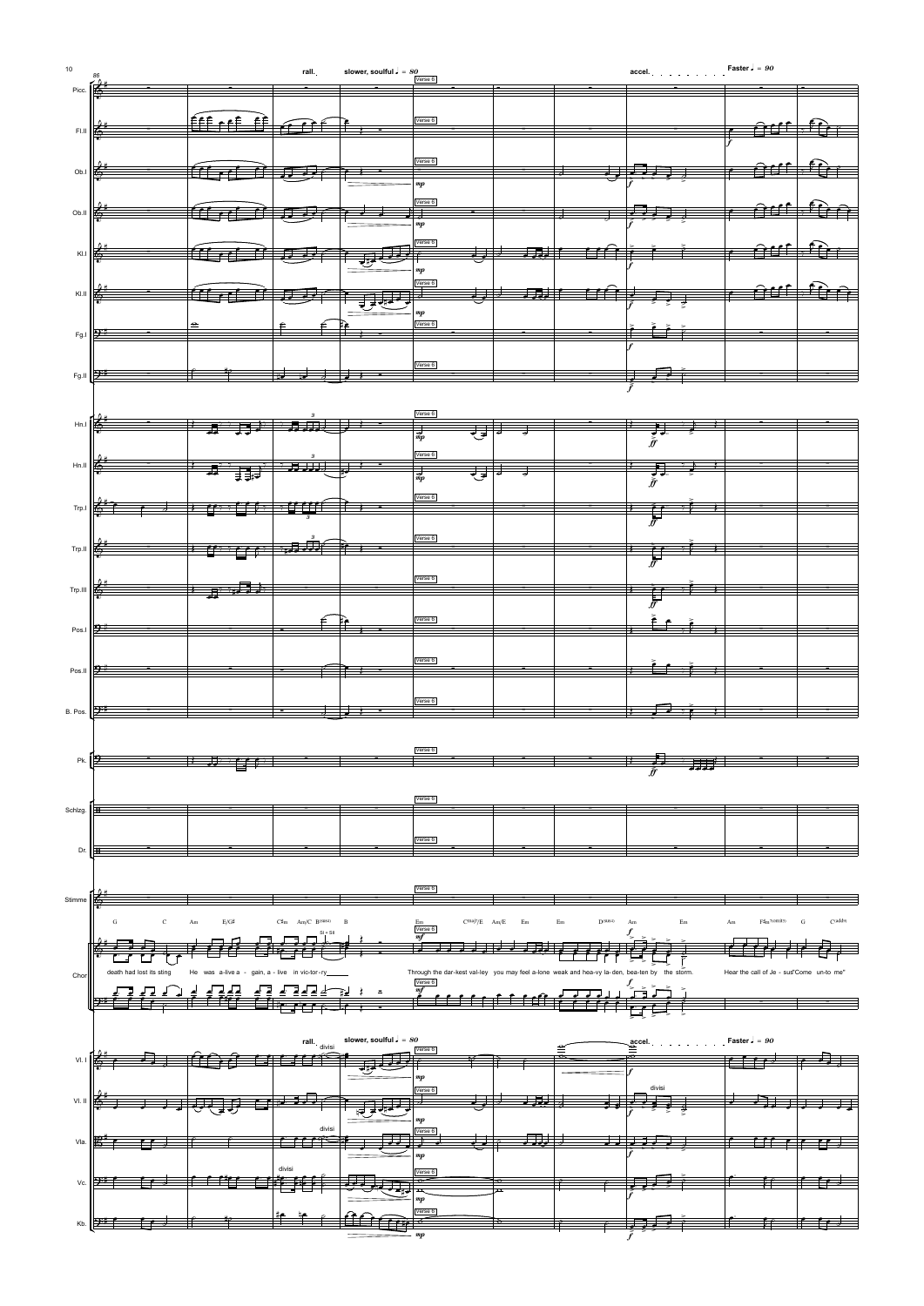rall. slower, soulful ♩. = 80 · Verse 6 · accel. · Faster ♩. = 90

Picc. · Fl.II · Ob.I · Ob.II · Kl.I · Kl.II · Fg.I · Fg.II · Hn.I · Hn.II · Trp.I · Trp.II · Trp.III · Pos.I · Pos.II · B. Pos. · Pk. · Schlzg. · Dr. · Stimme · Chor · Vl. I · Vl. II · Vla. · Vc. · Kb.

G C Am E/G♯ C♯m Am/C B(sus) B | Em C(maj7)/E Am/E Em Em D(sus) Am Em | Am F♯m7(omit5) G C(add9)

death had lost its sting · He was a-live a - gain, a - live in vic-tor-ry\_\_\_\_\_

Through the dar-kest val-ley you may feel a-lone weak and hea-vy la-den, bea-ten by the storm.

Hear the call of Je - sus"Come un-to me"

SI = SII · divisi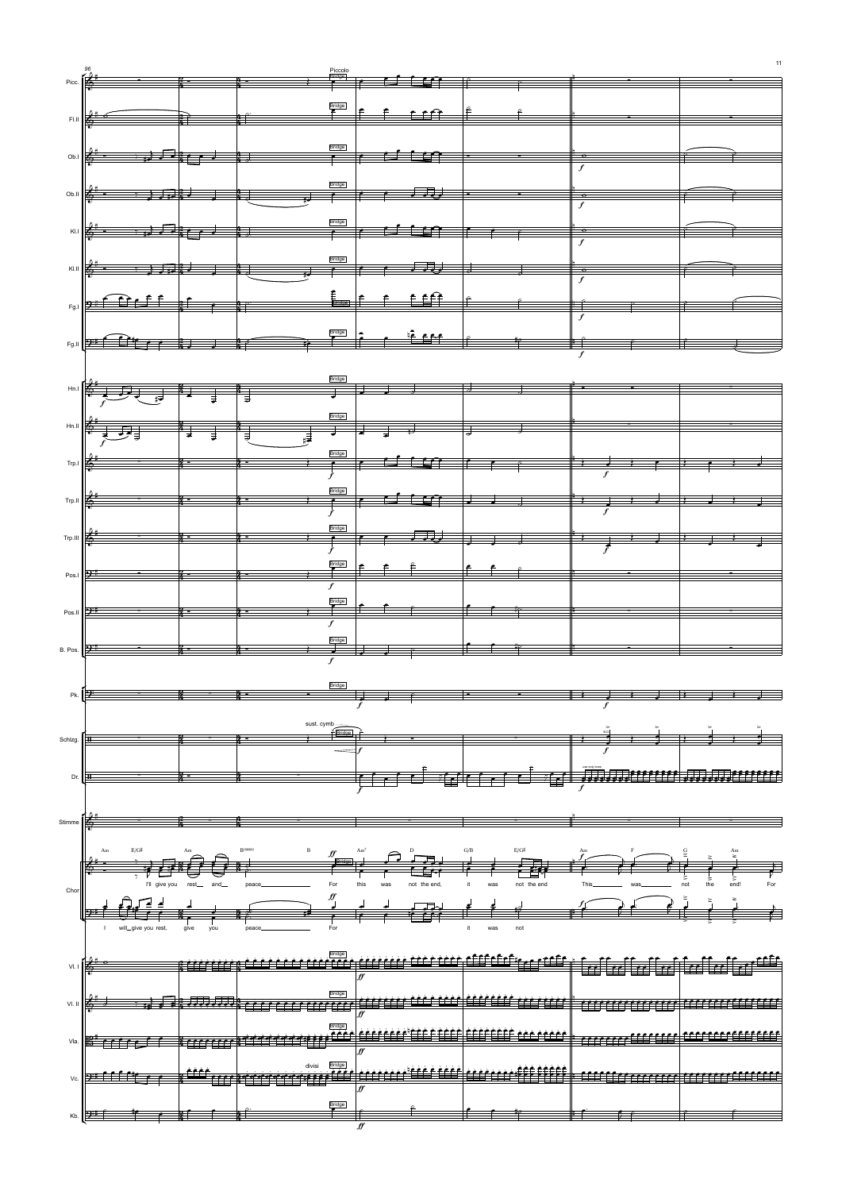Picc.
Fl.II
Ob.I
Ob.II
Kl.I
Kl.II
Fg.I
Fg.II
Hn.I
Hn.II
Trp.I
Trp.II
Trp.III
Pos.I
Pos.II
B. Pos.
Pk.
Schlzg.
Dr.
Stimme
Chor
Vl. I
Vl. II
Vla.
Vc.
Kb.

96

Piccolo

Bridge

sust. cymb.

divisi

Am E/G♯ Am B(9sus4) B Am7 D G/B E/G♯ Am F G Am

I'll give you rest and peace For this was not the end, it was not the end This was not the end! For

I will give you rest, give you peace For it was not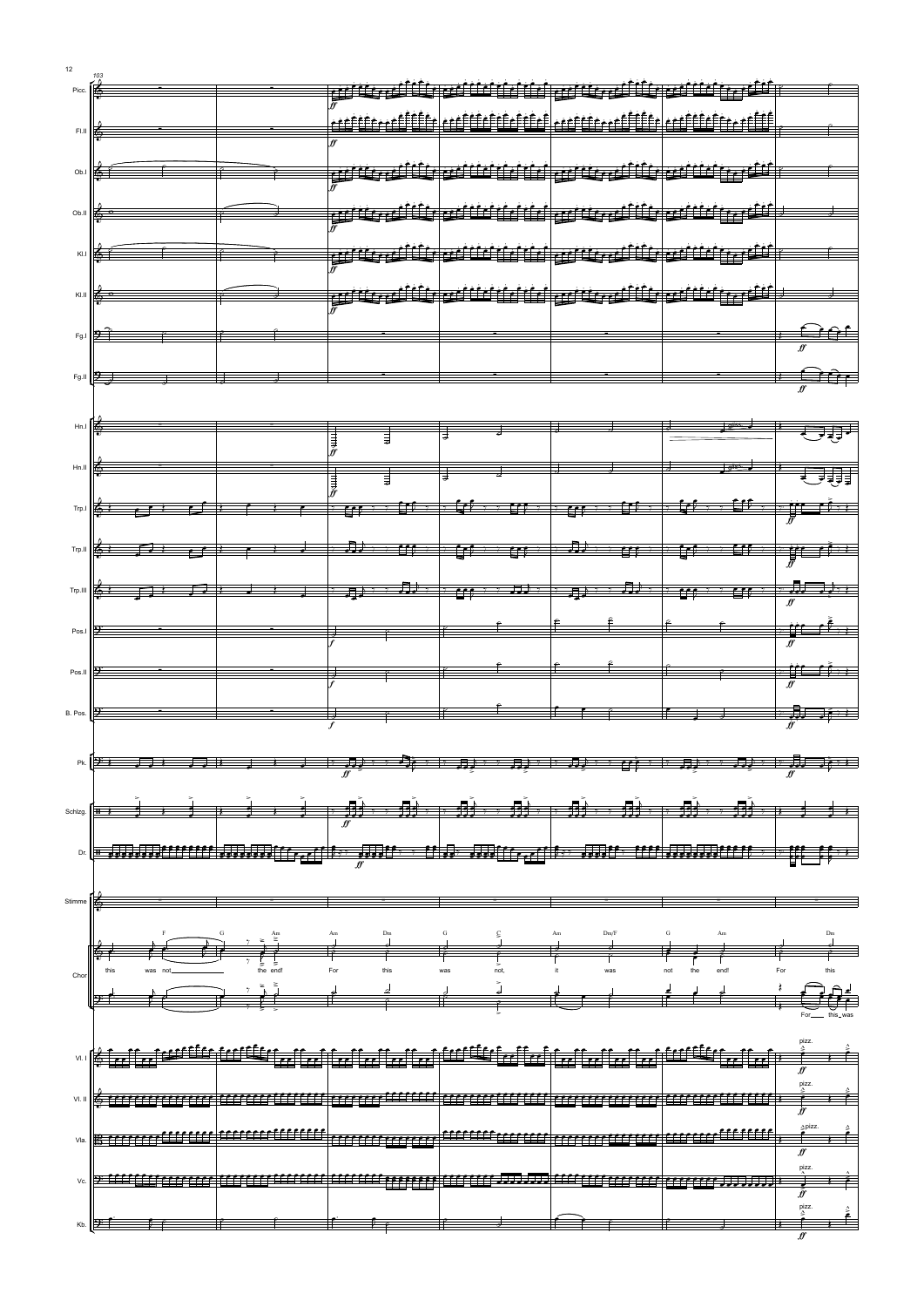103

Picc.
Fl.II
Ob.I
Ob.II
Kl.I
Kl.II
Fg.I
Fg.II
Hn.I
Hn.II
Trp.I
Trp.II
Trp.III
Pos.I
Pos.II
B. Pos.
Pk.
Schlzg.
Dr.
Stimme
Chor
Vl. I
Vl. II
Vla.
Vc.
Kb.

F G Am Am Dm G C Am Dm/F G Am Dm

this was not the end! For this was not, it was not the end! For this

For this was

*ff* *f* gliss. pizz.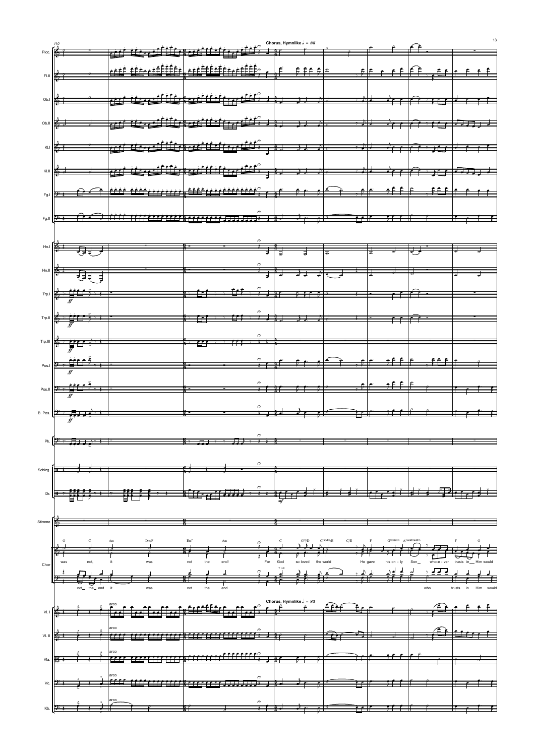**Chorus, Hymnlike ♩ = 85**

Picc. · Fl.II · Ob.I · Ob.II · Kl.I · Kl.II · Fg.I · Fg.II · Hn.I · Hn.II · Trp.I · Trp.II · Trp.III · Pos.I · Pos.II · B. Pos. · Pk. · Schlzg. · Dr. · Stimme · Chor · Vl. I · Vl. II · Vla. · Vc. · Kb.

Chords: G C Am Dm/F Em7 Am C G11/D Cadd9/E C/E F G7sus4 Asus4add9 F G

Chor (upper): was not, it was not the end! For God so loved the world He gave his on - ly Son who-e - ver trusts in Him would

Chor (lower): not the end it was not the end who trusts in Him would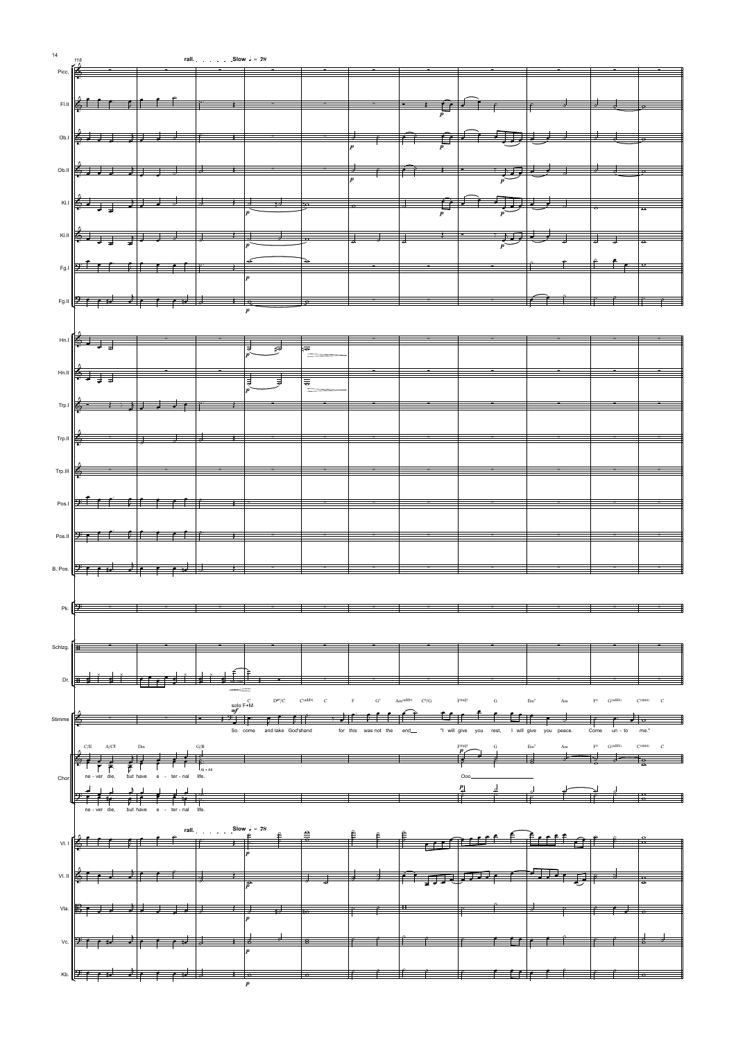118

rall. . . . . . Slow ♩ = 78

Picc.
Fl.II
Ob.I
Ob.II
Kl.I
Kl.II
Fg.I
Fg.II
Hn.I
Hn.II
Trp.I
Trp.II
Trp.III
Pos.I
Pos.II
B. Pos.
Pk.
Schlzg.
Dr.

Stimme

solo F+M *mf*

C D#°/C Cadd9 C F G7 Amadd9 C9/G Fmaj7 G Em7 Am F9 G(add11) C(sus4) C

So come and take God's hand for this was not the end___ "I will give you rest, I will give you peace. Come un - to me."

Chor

C/E A/C# Dm G/B

ne - ver die, but have e - ter - nal life.

Ai + All

Fmaj7 G Em7 Am F9 G(add11) C(sus4) C

Ooo___

ne - ver die, but have e - ter - nal life.

rall. . . . . . Slow ♩ = 78

Vl. I
Vl. II
Vla.
Vc.
Kb.